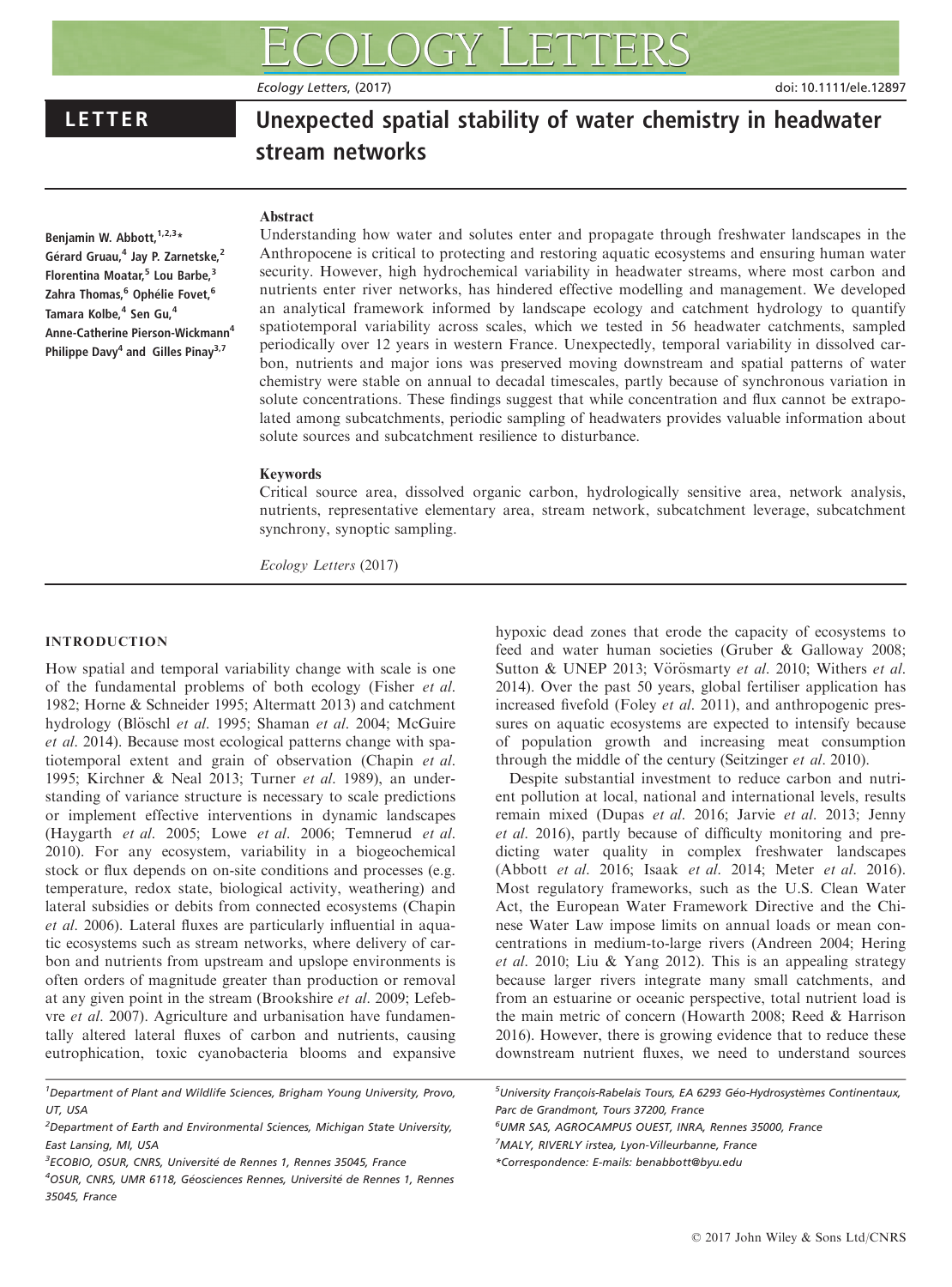LETTER

# Unexpected spatial stability of water chemistry in headwater stream networks

Benjamin W. Abbott,[1,2,3]* Gérard Gruau,[4] Jay P. Zarnetske,[2] Florentina Moatar,[5] Lou Barbe,[3] Zahra Thomas,[6] Ophélie Fovet,[6] Tamara Kolbe,[4] Sen Gu,[4] Anne-Catherine Pierson-Wickmann[4] Philippe Davy[4] and Gilles Pinay[3,7]

## Abstract

Understanding how water and solutes enter and propagate through freshwater landscapes in the Anthropocene is critical to protecting and restoring aquatic ecosystems and ensuring human water security. However, high hydrochemical variability in headwater streams, where most carbon and nutrients enter river networks, has hindered effective modelling and management. We developed an analytical framework informed by landscape ecology and catchment hydrology to quantify spatiotemporal variability across scales, which we tested in 56 headwater catchments, sampled periodically over 12 years in western France. Unexpectedly, temporal variability in dissolved carbon, nutrients and major ions was preserved moving downstream and spatial patterns of water chemistry were stable on annual to decadal timescales, partly because of synchronous variation in solute concentrations. These findings suggest that while concentration and flux cannot be extrapolated among subcatchments, periodic sampling of headwaters provides valuable information about solute sources and subcatchment resilience to disturbance.

## Keywords

Critical source area, dissolved organic carbon, hydrologically sensitive area, network analysis, nutrients, representative elementary area, stream network, subcatchment leverage, subcatchment synchrony, synoptic sampling.

*Ecology Letters* (2017)

## INTRODUCTION

How spatial and temporal variability change with scale is one of the fundamental problems of both ecology (Fisher *et al.* 1982; Horne & Schneider 1995; Altermatt 2013) and catchment hydrology (Blöschl *et al.* 1995; Shaman *et al.* 2004; McGuire *et al.* 2014). Because most ecological patterns change with spatiotemporal extent and grain of observation (Chapin *et al.* 1995; Kirchner & Neal 2013; Turner *et al.* 1989), an understanding of variance structure is necessary to scale predictions or implement effective interventions in dynamic landscapes (Haygarth *et al.* 2005; Lowe *et al.* 2006; Temnerud *et al.* 2010). For any ecosystem, variability in a biogeochemical stock or flux depends on on-site conditions and processes (e.g. temperature, redox state, biological activity, weathering) and lateral subsidies or debits from connected ecosystems (Chapin *et al.* 2006). Lateral fluxes are particularly influential in aquatic ecosystems such as stream networks, where delivery of carbon and nutrients from upstream and upslope environments is often orders of magnitude greater than production or removal at any given point in the stream (Brookshire *et al.* 2009; Lefebvre *et al.* 2007). Agriculture and urbanisation have fundamentally altered lateral fluxes of carbon and nutrients, causing eutrophication, toxic cyanobacteria blooms and expansive hypoxic dead zones that erode the capacity of ecosystems to feed and water human societies (Gruber & Galloway 2008; Sutton & UNEP 2013; Vörösmarty *et al.* 2010; Withers *et al.* 2014). Over the past 50 years, global fertiliser application has increased fivefold (Foley *et al.* 2011), and anthropogenic pressures on aquatic ecosystems are expected to intensify because of population growth and increasing meat consumption through the middle of the century (Seitzinger *et al.* 2010).

Despite substantial investment to reduce carbon and nutrient pollution at local, national and international levels, results remain mixed (Dupas *et al.* 2016; Jarvie *et al.* 2013; Jenny *et al.* 2016), partly because of difficulty monitoring and predicting water quality in complex freshwater landscapes (Abbott *et al.* 2016; Isaak *et al.* 2014; Meter *et al.* 2016). Most regulatory frameworks, such as the U.S. Clean Water Act, the European Water Framework Directive and the Chinese Water Law impose limits on annual loads or mean concentrations in medium-to-large rivers (Andreen 2004; Hering *et al.* 2010; Liu & Yang 2012). This is an appealing strategy because larger rivers integrate many small catchments, and from an estuarine or oceanic perspective, total nutrient load is the main metric of concern (Howarth 2008; Reed & Harrison 2016). However, there is growing evidence that to reduce these downstream nutrient fluxes, we need to understand sources

[1]Department of Plant and Wildlife Sciences, Brigham Young University, Provo, UT, USA
[2]Department of Earth and Environmental Sciences, Michigan State University, East Lansing, MI, USA
[3]ECOBIO, OSUR, CNRS, Université de Rennes 1, Rennes 35045, France
[4]OSUR, CNRS, UMR 6118, Géosciences Rennes, Université de Rennes 1, Rennes 35045, France
[5]University François-Rabelais Tours, EA 6293 Géo-Hydrosystèmes Continentaux, Parc de Grandmont, Tours 37200, France
[6]UMR SAS, AGROCAMPUS OUEST, INRA, Rennes 35000, France
[7]MALY, RIVERLY irstea, Lyon-Villeurbanne, France
*Correspondence: E-mails: benabbott@byu.edu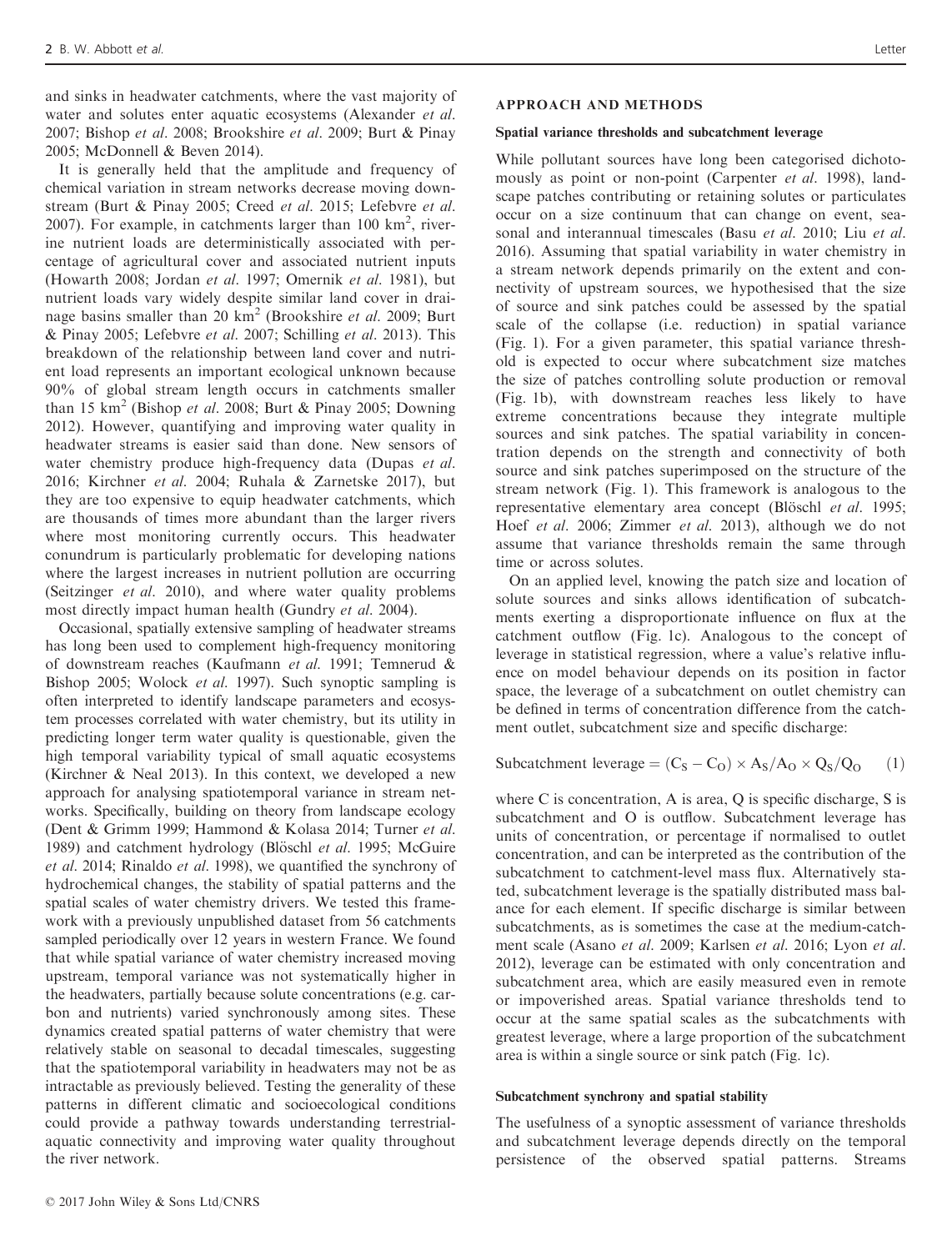and sinks in headwater catchments, where the vast majority of water and solutes enter aquatic ecosystems (Alexander *et al.* 2007; Bishop *et al.* 2008; Brookshire *et al.* 2009; Burt & Pinay 2005; McDonnell & Beven 2014).

It is generally held that the amplitude and frequency of chemical variation in stream networks decrease moving downstream (Burt & Pinay 2005; Creed *et al.* 2015; Lefebvre *et al.* 2007). For example, in catchments larger than 100 $km^2$, riverine nutrient loads are deterministically associated with percentage of agricultural cover and associated nutrient inputs (Howarth 2008; Jordan *et al.* 1997; Omernik *et al.* 1981), but nutrient loads vary widely despite similar land cover in drainage basins smaller than 20 $km^2$ (Brookshire *et al.* 2009; Burt & Pinay 2005; Lefebvre *et al.* 2007; Schilling *et al.* 2013). This breakdown of the relationship between land cover and nutrient load represents an important ecological unknown because 90% of global stream length occurs in catchments smaller than 15 $km^2$ (Bishop *et al.* 2008; Burt & Pinay 2005; Downing 2012). However, quantifying and improving water quality in headwater streams is easier said than done. New sensors of water chemistry produce high-frequency data (Dupas *et al.* 2016; Kirchner *et al.* 2004; Ruhala & Zarnetske 2017), but they are too expensive to equip headwater catchments, which are thousands of times more abundant than the larger rivers where most monitoring currently occurs. This headwater conundrum is particularly problematic for developing nations where the largest increases in nutrient pollution are occurring (Seitzinger *et al.* 2010), and where water quality problems most directly impact human health (Gundry *et al.* 2004).

Occasional, spatially extensive sampling of headwater streams has long been used to complement high-frequency monitoring of downstream reaches (Kaufmann *et al.* 1991; Temnerud & Bishop 2005; Wolock *et al.* 1997). Such synoptic sampling is often interpreted to identify landscape parameters and ecosystem processes correlated with water chemistry, but its utility in predicting longer term water quality is questionable, given the high temporal variability typical of small aquatic ecosystems (Kirchner & Neal 2013). In this context, we developed a new approach for analysing spatiotemporal variance in stream networks. Specifically, building on theory from landscape ecology (Dent & Grimm 1999; Hammond & Kolasa 2014; Turner *et al.* 1989) and catchment hydrology (Blöschl *et al.* 1995; McGuire *et al.* 2014; Rinaldo *et al.* 1998), we quantified the synchrony of hydrochemical changes, the stability of spatial patterns and the spatial scales of water chemistry drivers. We tested this framework with a previously unpublished dataset from 56 catchments sampled periodically over 12 years in western France. We found that while spatial variance of water chemistry increased moving upstream, temporal variance was not systematically higher in the headwaters, partially because solute concentrations (e.g. carbon and nutrients) varied synchronously among sites. These dynamics created spatial patterns of water chemistry that were relatively stable on seasonal to decadal timescales, suggesting that the spatiotemporal variability in headwaters may not be as intractable as previously believed. Testing the generality of these patterns in different climatic and socioecological conditions could provide a pathway towards understanding terrestrial-aquatic connectivity and improving water quality throughout the river network.

## APPROACH AND METHODS

### Spatial variance thresholds and subcatchment leverage

While pollutant sources have long been categorised dichotomously as point or non-point (Carpenter *et al.* 1998), landscape patches contributing or retaining solutes or particulates occur on a size continuum that can change on event, seasonal and interannual timescales (Basu *et al.* 2010; Liu *et al.* 2016). Assuming that spatial variability in water chemistry in a stream network depends primarily on the extent and connectivity of upstream sources, we hypothesised that the size of source and sink patches could be assessed by the spatial scale of the collapse (i.e. reduction) in spatial variance (Fig. 1). For a given parameter, this spatial variance threshold is expected to occur where subcatchment size matches the size of patches controlling solute production or removal (Fig. 1b), with downstream reaches less likely to have extreme concentrations because they integrate multiple sources and sink patches. The spatial variability in concentration depends on the strength and connectivity of both source and sink patches superimposed on the structure of the stream network (Fig. 1). This framework is analogous to the representative elementary area concept (Blöschl *et al.* 1995; Hoef *et al.* 2006; Zimmer *et al.* 2013), although we do not assume that variance thresholds remain the same through time or across solutes.

On an applied level, knowing the patch size and location of solute sources and sinks allows identification of subcatchments exerting a disproportionate influence on flux at the catchment outflow (Fig. 1c). Analogous to the concept of leverage in statistical regression, where a value's relative influence on model behaviour depends on its position in factor space, the leverage of a subcatchment on outlet chemistry can be defined in terms of concentration difference from the catchment outlet, subcatchment size and specific discharge:

$$\text{Subcatchment leverage} = (C_S - C_O) \times A_S/A_O \times Q_S/Q_O \qquad (1)$$

where C is concentration, A is area, Q is specific discharge, S is subcatchment and O is outflow. Subcatchment leverage has units of concentration, or percentage if normalised to outlet concentration, and can be interpreted as the contribution of the subcatchment to catchment-level mass flux. Alternatively stated, subcatchment leverage is the spatially distributed mass balance for each element. If specific discharge is similar between subcatchments, as is sometimes the case at the medium-catchment scale (Asano *et al.* 2009; Karlsen *et al.* 2016; Lyon *et al.* 2012), leverage can be estimated with only concentration and subcatchment area, which are easily measured even in remote or impoverished areas. Spatial variance thresholds tend to occur at the same spatial scales as the subcatchments with greatest leverage, where a large proportion of the subcatchment area is within a single source or sink patch (Fig. 1c).

### Subcatchment synchrony and spatial stability

The usefulness of a synoptic assessment of variance thresholds and subcatchment leverage depends directly on the temporal persistence of the observed spatial patterns. Streams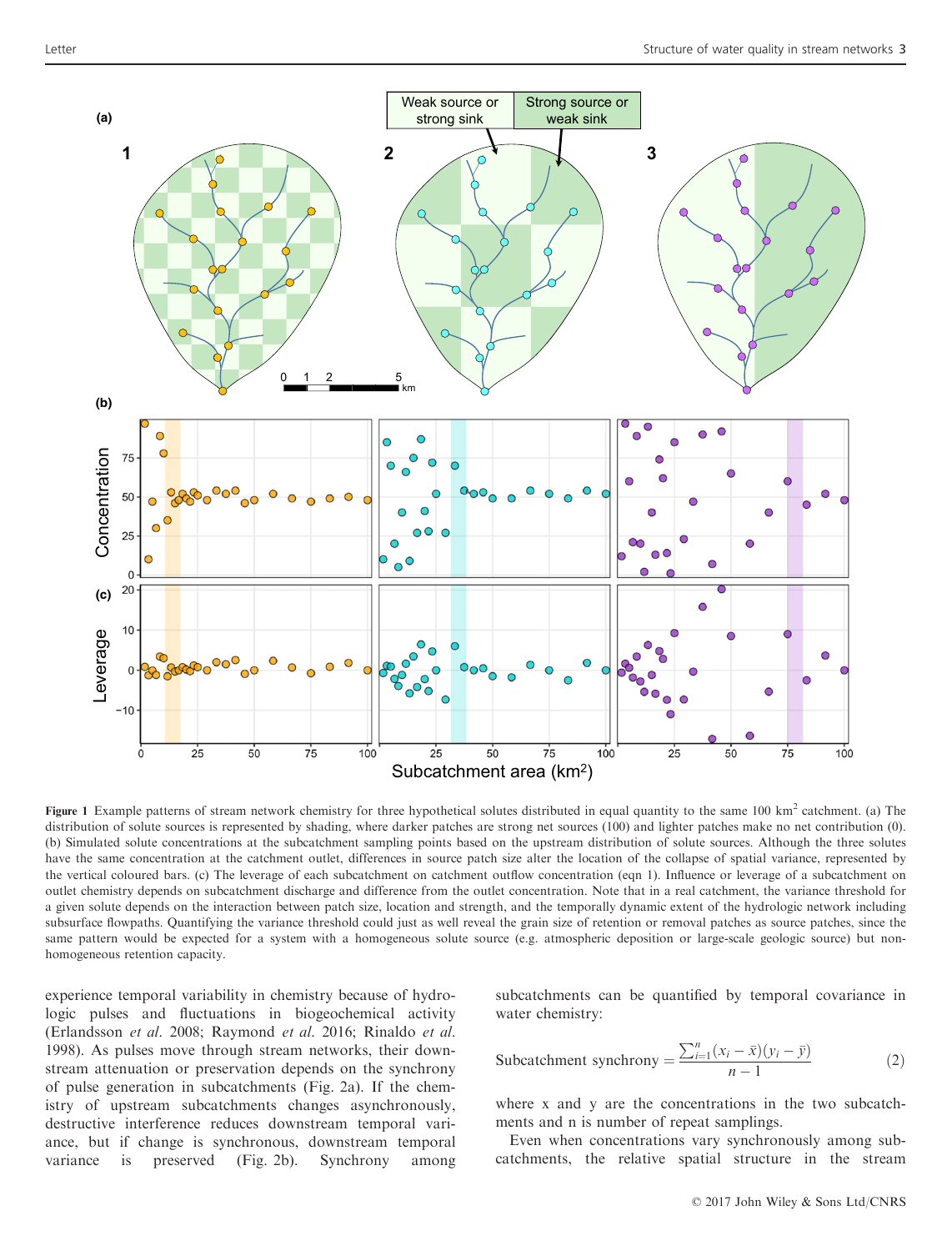Figure 1 Example patterns of stream network chemistry for three hypothetical solutes distributed in equal quantity to the same 100 $km^2$ catchment. (a) The distribution of solute sources is represented by shading, where darker patches are strong net sources (100) and lighter patches make no net contribution (0). (b) Simulated solute concentrations at the subcatchment sampling points based on the upstream distribution of solute sources. Although the three solutes have the same concentration at the catchment outlet, differences in source patch size alter the location of the collapse of spatial variance, represented by the vertical coloured bars. (c) The leverage of each subcatchment on catchment outflow concentration (eqn 1). Influence or leverage of a subcatchment on outlet chemistry depends on subcatchment discharge and difference from the outlet concentration. Note that in a real catchment, the variance threshold for a given solute depends on the interaction between patch size, location and strength, and the temporally dynamic extent of the hydrologic network including subsurface flowpaths. Quantifying the variance threshold could just as well reveal the grain size of retention or removal patches as source patches, since the same pattern would be expected for a system with a homogeneous solute source (e.g. atmospheric deposition or large-scale geologic source) but non-homogeneous retention capacity.

experience temporal variability in chemistry because of hydrologic pulses and fluctuations in biogeochemical activity (Erlandsson *et al.* 2008; Raymond *et al.* 2016; Rinaldo *et al.* 1998). As pulses move through stream networks, their downstream attenuation or preservation depends on the synchrony of pulse generation in subcatchments (Fig. 2a). If the chemistry of upstream subcatchments changes asynchronously, destructive interference reduces downstream temporal variance, but if change is synchronous, downstream temporal variance is preserved (Fig. 2b). Synchrony among subcatchments can be quantified by temporal covariance in water chemistry:

$$\text{Subcatchment synchrony} = \frac{\sum_{i=1}^{n}(x_i - \bar{x})(y_i - \bar{y})}{n-1} \qquad (2)$$

where x and y are the concentrations in the two subcatchments and n is number of repeat samplings.

Even when concentrations vary synchronously among subcatchments, the relative spatial structure in the stream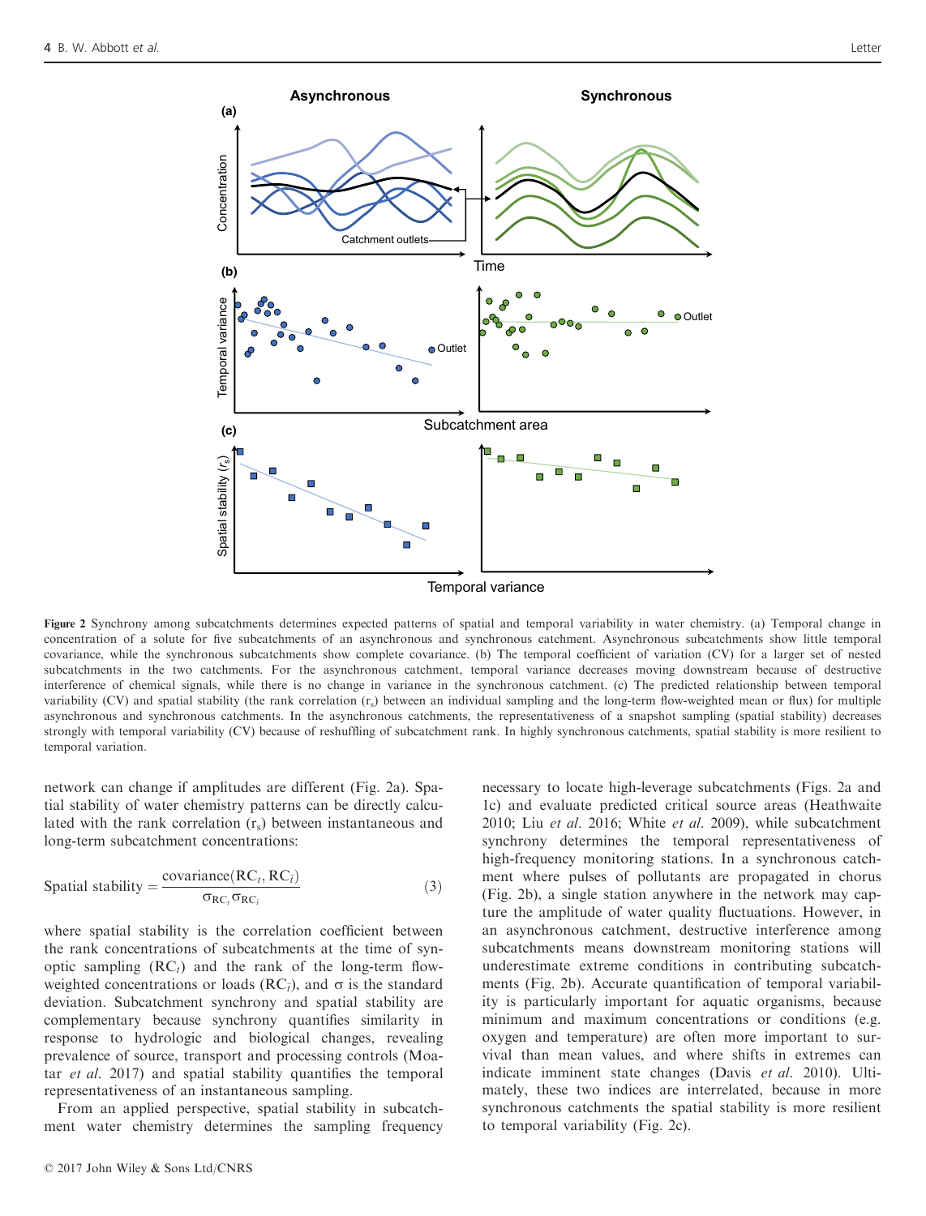**Figure 2** Synchrony among subcatchments determines expected patterns of spatial and temporal variability in water chemistry. (a) Temporal change in concentration of a solute for five subcatchments of an asynchronous and synchronous catchment. Asynchronous subcatchments show little temporal covariance, while the synchronous subcatchments show complete covariance. (b) The temporal coefficient of variation (CV) for a larger set of nested subcatchments in the two catchments. For the asynchronous catchment, temporal variance decreases moving downstream because of destructive interference of chemical signals, while there is no change in variance in the synchronous catchment. (c) The predicted relationship between temporal variability (CV) and spatial stability (the rank correlation ($r_s$) between an individual sampling and the long-term flow-weighted mean or flux) for multiple asynchronous and synchronous catchments. In the asynchronous catchments, the representativeness of a snapshot sampling (spatial stability) decreases strongly with temporal variability (CV) because of reshuffling of subcatchment rank. In highly synchronous catchments, spatial stability is more resilient to temporal variation.

network can change if amplitudes are different (Fig. 2a). Spatial stability of water chemistry patterns can be directly calculated with the rank correlation ($r_s$) between instantaneous and long-term subcatchment concentrations:

$$\text{Spatial stability} = \frac{\text{covariance}(\text{RC}_t, \text{RC}_{\bar{t}})}{\sigma_{\text{RC}_t}\sigma_{\text{RC}_{\bar{t}}}} \tag{3}$$

where spatial stability is the correlation coefficient between the rank concentrations of subcatchments at the time of synoptic sampling ($\text{RC}_t$) and the rank of the long-term flow-weighted concentrations or loads ($\text{RC}_{\bar{t}}$), and $\sigma$ is the standard deviation. Subcatchment synchrony and spatial stability are complementary because synchrony quantifies similarity in response to hydrologic and biological changes, revealing prevalence of source, transport and processing controls (Moatar *et al.* 2017) and spatial stability quantifies the temporal representativeness of an instantaneous sampling.

From an applied perspective, spatial stability in subcatchment water chemistry determines the sampling frequency necessary to locate high-leverage subcatchments (Figs. 2a and 1c) and evaluate predicted critical source areas (Heathwaite 2010; Liu *et al.* 2016; White *et al.* 2009), while subcatchment synchrony determines the temporal representativeness of high-frequency monitoring stations. In a synchronous catchment where pulses of pollutants are propagated in chorus (Fig. 2b), a single station anywhere in the network may capture the amplitude of water quality fluctuations. However, in an asynchronous catchment, destructive interference among subcatchments means downstream monitoring stations will underestimate extreme conditions in contributing subcatchments (Fig. 2b). Accurate quantification of temporal variability is particularly important for aquatic organisms, because minimum and maximum concentrations or conditions (e.g. oxygen and temperature) are often more important to survival than mean values, and where shifts in extremes can indicate imminent state changes (Davis *et al.* 2010). Ultimately, these two indices are interrelated, because in more synchronous catchments the spatial stability is more resilient to temporal variability (Fig. 2c).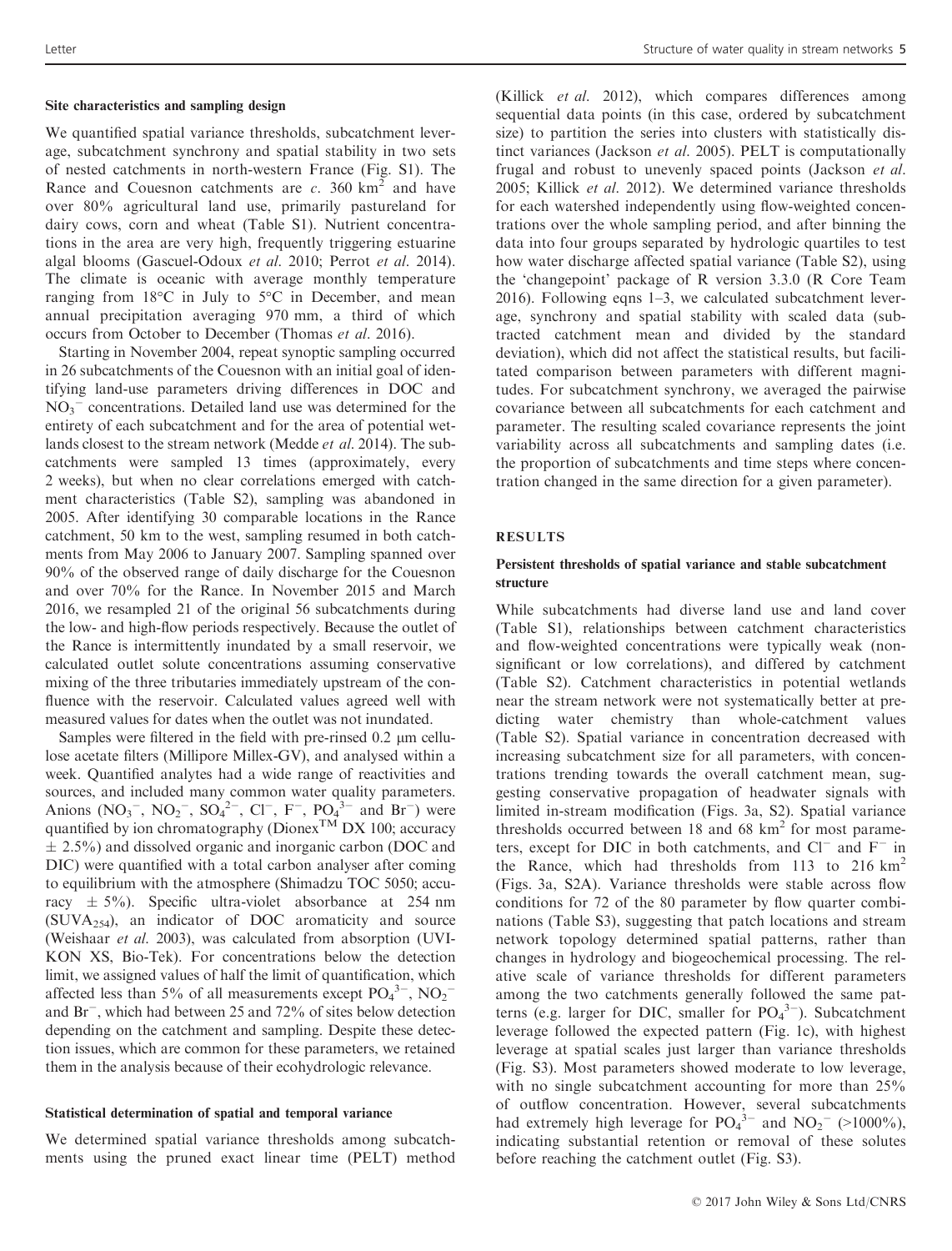### Site characteristics and sampling design

We quantified spatial variance thresholds, subcatchment leverage, subcatchment synchrony and spatial stability in two sets of nested catchments in north-western France (Fig. S1). The Rance and Couesnon catchments are *c.* 360 $km^2$ and have over 80% agricultural land use, primarily pastureland for dairy cows, corn and wheat (Table S1). Nutrient concentrations in the area are very high, frequently triggering estuarine algal blooms (Gascuel-Odoux *et al.* 2010; Perrot *et al.* 2014). The climate is oceanic with average monthly temperature ranging from 18°C in July to 5°C in December, and mean annual precipitation averaging 970 mm, a third of which occurs from October to December (Thomas *et al.* 2016).

Starting in November 2004, repeat synoptic sampling occurred in 26 subcatchments of the Couesnon with an initial goal of identifying land-use parameters driving differences in DOC and $NO_3^-$ concentrations. Detailed land use was determined for the entirety of each subcatchment and for the area of potential wetlands closest to the stream network (Medde *et al.* 2014). The subcatchments were sampled 13 times (approximately, every 2 weeks), but when no clear correlations emerged with catchment characteristics (Table S2), sampling was abandoned in 2005. After identifying 30 comparable locations in the Rance catchment, 50 km to the west, sampling resumed in both catchments from May 2006 to January 2007. Sampling spanned over 90% of the observed range of daily discharge for the Couesnon and over 70% for the Rance. In November 2015 and March 2016, we resampled 21 of the original 56 subcatchments during the low- and high-flow periods respectively. Because the outlet of the Rance is intermittently inundated by a small reservoir, we calculated outlet solute concentrations assuming conservative mixing of the three tributaries immediately upstream of the confluence with the reservoir. Calculated values agreed well with measured values for dates when the outlet was not inundated.

Samples were filtered in the field with pre-rinsed 0.2 μm cellulose acetate filters (Millipore Millex-GV), and analysed within a week. Quantified analytes had a wide range of reactivities and sources, and included many common water quality parameters. Anions ($NO_3^-$, $NO_2^-$, $SO_4^{2-}$, $Cl^-$, $F^-$, $PO_4^{3-}$ and $Br^-$) were quantified by ion chromatography (Dionex™ DX 100; accuracy ± 2.5%) and dissolved organic and inorganic carbon (DOC and DIC) were quantified with a total carbon analyser after coming to equilibrium with the atmosphere (Shimadzu TOC 5050; accuracy ± 5%). Specific ultra-violet absorbance at 254 nm ($SUVA_{254}$), an indicator of DOC aromaticity and source (Weishaar *et al.* 2003), was calculated from absorption (UVIKON XS, Bio-Tek). For concentrations below the detection limit, we assigned values of half the limit of quantification, which affected less than 5% of all measurements except $PO_4^{3-}$, $NO_2^-$ and $Br^-$, which had between 25 and 72% of sites below detection depending on the catchment and sampling. Despite these detection issues, which are common for these parameters, we retained them in the analysis because of their ecohydrologic relevance.

### Statistical determination of spatial and temporal variance

We determined spatial variance thresholds among subcatchments using the pruned exact linear time (PELT) method (Killick *et al.* 2012), which compares differences among sequential data points (in this case, ordered by subcatchment size) to partition the series into clusters with statistically distinct variances (Jackson *et al.* 2005). PELT is computationally frugal and robust to unevenly spaced points (Jackson *et al.* 2005; Killick *et al.* 2012). We determined variance thresholds for each watershed independently using flow-weighted concentrations over the whole sampling period, and after binning the data into four groups separated by hydrologic quartiles to test how water discharge affected spatial variance (Table S2), using the 'changepoint' package of R version 3.3.0 (R Core Team 2016). Following eqns 1–3, we calculated subcatchment leverage, synchrony and spatial stability with scaled data (subtracted catchment mean and divided by the standard deviation), which did not affect the statistical results, but facilitated comparison between parameters with different magnitudes. For subcatchment synchrony, we averaged the pairwise covariance between all subcatchments for each catchment and parameter. The resulting scaled covariance represents the joint variability across all subcatchments and sampling dates (i.e. the proportion of subcatchments and time steps where concentration changed in the same direction for a given parameter).

## RESULTS

### Persistent thresholds of spatial variance and stable subcatchment structure

While subcatchments had diverse land use and land cover (Table S1), relationships between catchment characteristics and flow-weighted concentrations were typically weak (nonsignificant or low correlations), and differed by catchment (Table S2). Catchment characteristics in potential wetlands near the stream network were not systematically better at predicting water chemistry than whole-catchment values (Table S2). Spatial variance in concentration decreased with increasing subcatchment size for all parameters, with concentrations trending towards the overall catchment mean, suggesting conservative propagation of headwater signals with limited in-stream modification (Figs. 3a, S2). Spatial variance thresholds occurred between 18 and 68 $km^2$ for most parameters, except for DIC in both catchments, and $Cl^-$ and $F^-$ in the Rance, which had thresholds from 113 to 216 $km^2$ (Figs. 3a, S2A). Variance thresholds were stable across flow conditions for 72 of the 80 parameter by flow quarter combinations (Table S3), suggesting that patch locations and stream network topology determined spatial patterns, rather than changes in hydrology and biogeochemical processing. The relative scale of variance thresholds for different parameters among the two catchments generally followed the same patterns (e.g. larger for DIC, smaller for $PO_4^{3-}$). Subcatchment leverage followed the expected pattern (Fig. 1c), with highest leverage at spatial scales just larger than variance thresholds (Fig. S3). Most parameters showed moderate to low leverage, with no single subcatchment accounting for more than 25% of outflow concentration. However, several subcatchments had extremely high leverage for $PO_4^{3-}$ and $NO_2^-$ (>1000%), indicating substantial retention or removal of these solutes before reaching the catchment outlet (Fig. S3).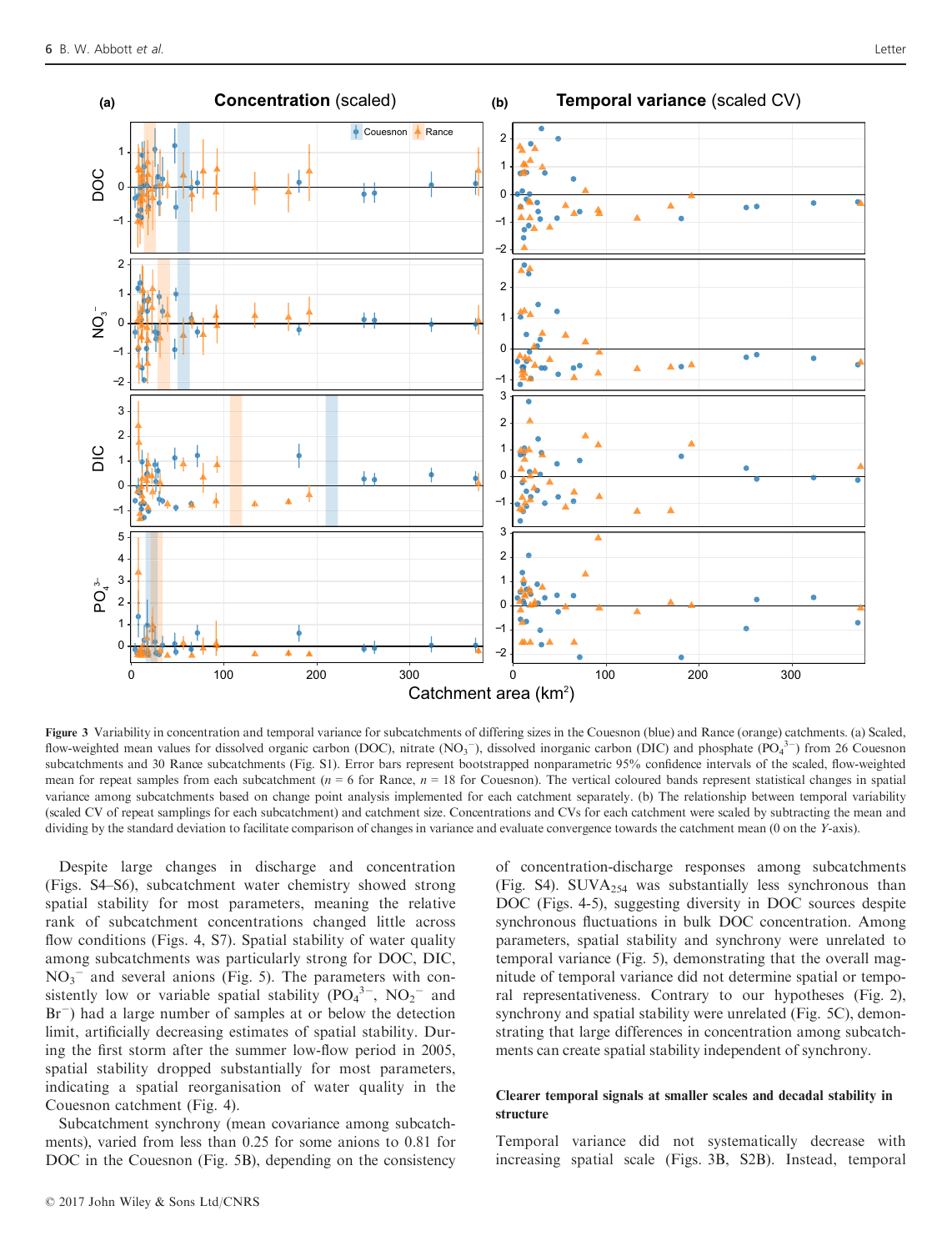**Figure 3** Variability in concentration and temporal variance for subcatchments of differing sizes in the Couesnon (blue) and Rance (orange) catchments. (a) Scaled, flow-weighted mean values for dissolved organic carbon (DOC), nitrate ($NO_3^-$), dissolved inorganic carbon (DIC) and phosphate ($PO_4^{3-}$) from 26 Couesnon subcatchments and 30 Rance subcatchments (Fig. S1). Error bars represent bootstrapped nonparametric 95% confidence intervals of the scaled, flow-weighted mean for repeat samples from each subcatchment ($n = 6$ for Rance, $n = 18$ for Couesnon). The vertical coloured bands represent statistical changes in spatial variance among subcatchments based on change point analysis implemented for each catchment separately. (b) The relationship between temporal variability (scaled CV of repeat samplings for each subcatchment) and catchment size. Concentrations and CVs for each catchment were scaled by subtracting the mean and dividing by the standard deviation to facilitate comparison of changes in variance and evaluate convergence towards the catchment mean (0 on the *Y*-axis).

Despite large changes in discharge and concentration (Figs. S4–S6), subcatchment water chemistry showed strong spatial stability for most parameters, meaning the relative rank of subcatchment concentrations changed little across flow conditions (Figs. 4, S7). Spatial stability of water quality among subcatchments was particularly strong for DOC, DIC, $NO_3^-$ and several anions (Fig. 5). The parameters with consistently low or variable spatial stability ($PO_4^{3-}$, $NO_2^-$ and $Br^-$) had a large number of samples at or below the detection limit, artificially decreasing estimates of spatial stability. During the first storm after the summer low-flow period in 2005, spatial stability dropped substantially for most parameters, indicating a spatial reorganisation of water quality in the Couesnon catchment (Fig. 4).

Subcatchment synchrony (mean covariance among subcatchments), varied from less than 0.25 for some anions to 0.81 for DOC in the Couesnon (Fig. 5B), depending on the consistency of concentration-discharge responses among subcatchments (Fig. S4). $SUVA_{254}$ was substantially less synchronous than DOC (Figs. 4-5), suggesting diversity in DOC sources despite synchronous fluctuations in bulk DOC concentration. Among parameters, spatial stability and synchrony were unrelated to temporal variance (Fig. 5), demonstrating that the overall magnitude of temporal variance did not determine spatial or temporal representativeness. Contrary to our hypotheses (Fig. 2), synchrony and spatial stability were unrelated (Fig. 5C), demonstrating that large differences in concentration among subcatchments can create spatial stability independent of synchrony.

#### Clearer temporal signals at smaller scales and decadal stability in structure

Temporal variance did not systematically decrease with increasing spatial scale (Figs. 3B, S2B). Instead, temporal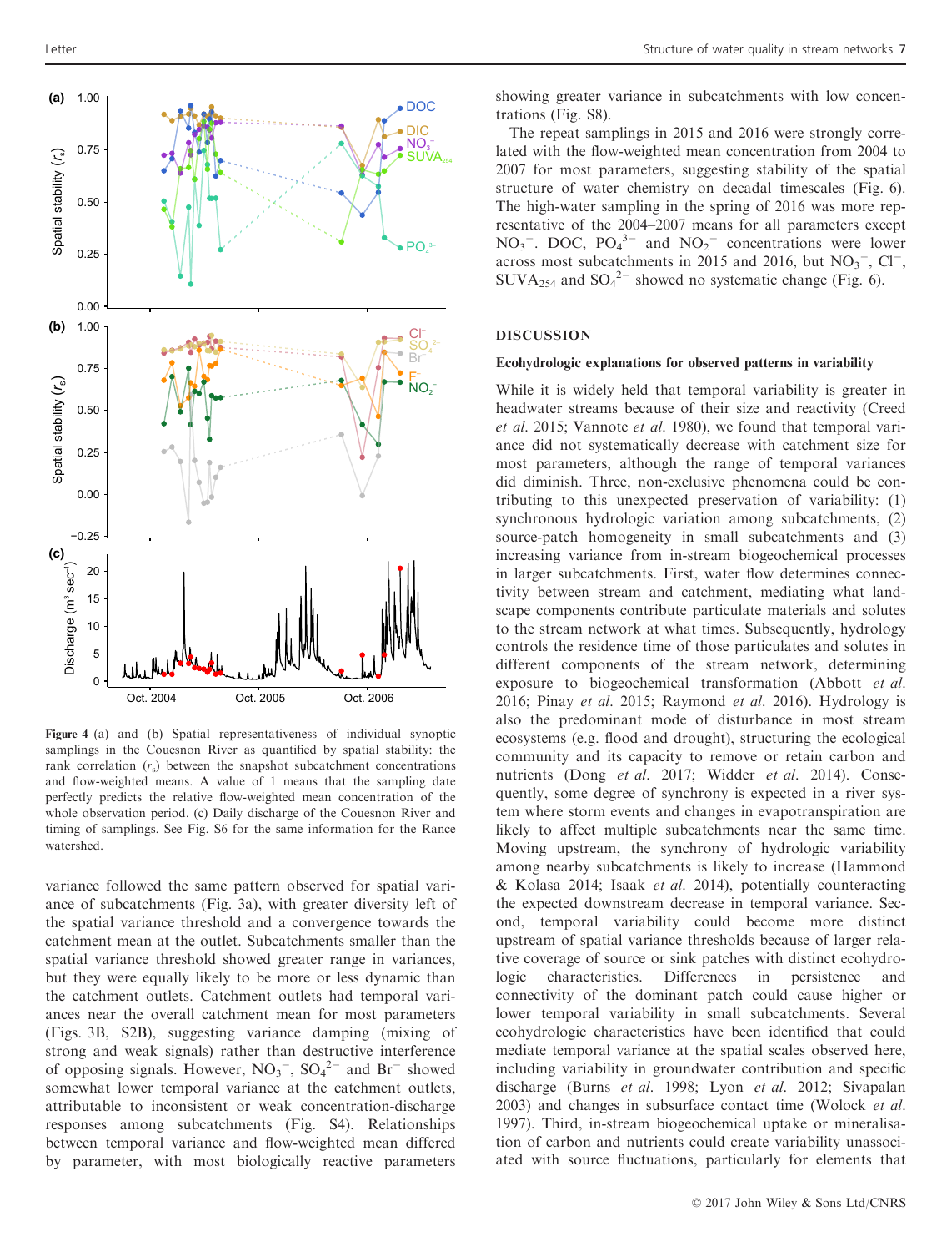Figure 4 (a) and (b) Spatial representativeness of individual synoptic samplings in the Couesnon River as quantified by spatial stability: the rank correlation ($r_s$) between the snapshot subcatchment concentrations and flow-weighted means. A value of 1 means that the sampling date perfectly predicts the relative flow-weighted mean concentration of the whole observation period. (c) Daily discharge of the Couesnon River and timing of samplings. See Fig. S6 for the same information for the Rance watershed.

variance followed the same pattern observed for spatial variance of subcatchments (Fig. 3a), with greater diversity left of the spatial variance threshold and a convergence towards the catchment mean at the outlet. Subcatchments smaller than the spatial variance threshold showed greater range in variances, but they were equally likely to be more or less dynamic than the catchment outlets. Catchment outlets had temporal variances near the overall catchment mean for most parameters (Figs. 3B, S2B), suggesting variance damping (mixing of strong and weak signals) rather than destructive interference of opposing signals. However, $NO_3^-$, $SO_4^{2-}$ and $Br^-$ showed somewhat lower temporal variance at the catchment outlets, attributable to inconsistent or weak concentration-discharge responses among subcatchments (Fig. S4). Relationships between temporal variance and flow-weighted mean differed by parameter, with most biologically reactive parameters showing greater variance in subcatchments with low concentrations (Fig. S8).

The repeat samplings in 2015 and 2016 were strongly correlated with the flow-weighted mean concentration from 2004 to 2007 for most parameters, suggesting stability of the spatial structure of water chemistry on decadal timescales (Fig. 6). The high-water sampling in the spring of 2016 was more representative of the 2004–2007 means for all parameters except $NO_3^-$. DOC, $PO_4^{3-}$ and $NO_2^-$ concentrations were lower across most subcatchments in 2015 and 2016, but $NO_3^-$, $Cl^-$, $SUVA_{254}$ and $SO_4^{2-}$ showed no systematic change (Fig. 6).

## DISCUSSION

### Ecohydrologic explanations for observed patterns in variability

While it is widely held that temporal variability is greater in headwater streams because of their size and reactivity (Creed *et al.* 2015; Vannote *et al.* 1980), we found that temporal variance did not systematically decrease with catchment size for most parameters, although the range of temporal variances did diminish. Three, non-exclusive phenomena could be contributing to this unexpected preservation of variability: (1) synchronous hydrologic variation among subcatchments, (2) source-patch homogeneity in small subcatchments and (3) increasing variance from in-stream biogeochemical processes in larger subcatchments. First, water flow determines connectivity between stream and catchment, mediating what landscape components contribute particulate materials and solutes to the stream network at what times. Subsequently, hydrology controls the residence time of those particulates and solutes in different components of the stream network, determining exposure to biogeochemical transformation (Abbott *et al.* 2016; Pinay *et al.* 2015; Raymond *et al.* 2016). Hydrology is also the predominant mode of disturbance in most stream ecosystems (e.g. flood and drought), structuring the ecological community and its capacity to remove or retain carbon and nutrients (Dong *et al.* 2017; Widder *et al.* 2014). Consequently, some degree of synchrony is expected in a river system where storm events and changes in evapotranspiration are likely to affect multiple subcatchments near the same time. Moving upstream, the synchrony of hydrologic variability among nearby subcatchments is likely to increase (Hammond & Kolasa 2014; Isaak *et al.* 2014), potentially counteracting the expected downstream decrease in temporal variance. Second, temporal variability could become more distinct upstream of spatial variance thresholds because of larger relative coverage of source or sink patches with distinct ecohydrologic characteristics. Differences in persistence and connectivity of the dominant patch could cause higher or lower temporal variability in small subcatchments. Several ecohydrologic characteristics have been identified that could mediate temporal variance at the spatial scales observed here, including variability in groundwater contribution and specific discharge (Burns *et al.* 1998; Lyon *et al.* 2012; Sivapalan 2003) and changes in subsurface contact time (Wolock *et al.* 1997). Third, in-stream biogeochemical uptake or mineralisation of carbon and nutrients could create variability unassociated with source fluctuations, particularly for elements that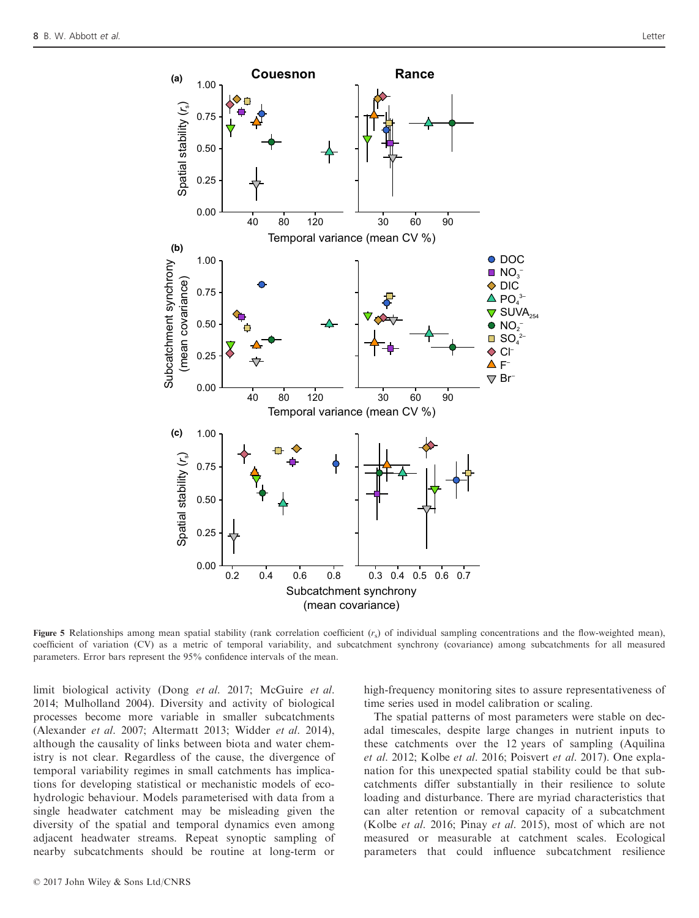Figure 5 Relationships among mean spatial stability (rank correlation coefficient ($r_s$) of individual sampling concentrations and the flow-weighted mean), coefficient of variation (CV) as a metric of temporal variability, and subcatchment synchrony (covariance) among subcatchments for all measured parameters. Error bars represent the 95% confidence intervals of the mean.

limit biological activity (Dong *et al.* 2017; McGuire *et al.* 2014; Mulholland 2004). Diversity and activity of biological processes become more variable in smaller subcatchments (Alexander *et al.* 2007; Altermatt 2013; Widder *et al.* 2014), although the causality of links between biota and water chemistry is not clear. Regardless of the cause, the divergence of temporal variability regimes in small catchments has implications for developing statistical or mechanistic models of ecohydrologic behaviour. Models parameterised with data from a single headwater catchment may be misleading given the diversity of the spatial and temporal dynamics even among adjacent headwater streams. Repeat synoptic sampling of nearby subcatchments should be routine at long-term or high-frequency monitoring sites to assure representativeness of time series used in model calibration or scaling.

The spatial patterns of most parameters were stable on decadal timescales, despite large changes in nutrient inputs to these catchments over the 12 years of sampling (Aquilina *et al.* 2012; Kolbe *et al.* 2016; Poisvert *et al.* 2017). One explanation for this unexpected spatial stability could be that subcatchments differ substantially in their resilience to solute loading and disturbance. There are myriad characteristics that can alter retention or removal capacity of a subcatchment (Kolbe *et al.* 2016; Pinay *et al.* 2015), most of which are not measured or measurable at catchment scales. Ecological parameters that could influence subcatchment resilience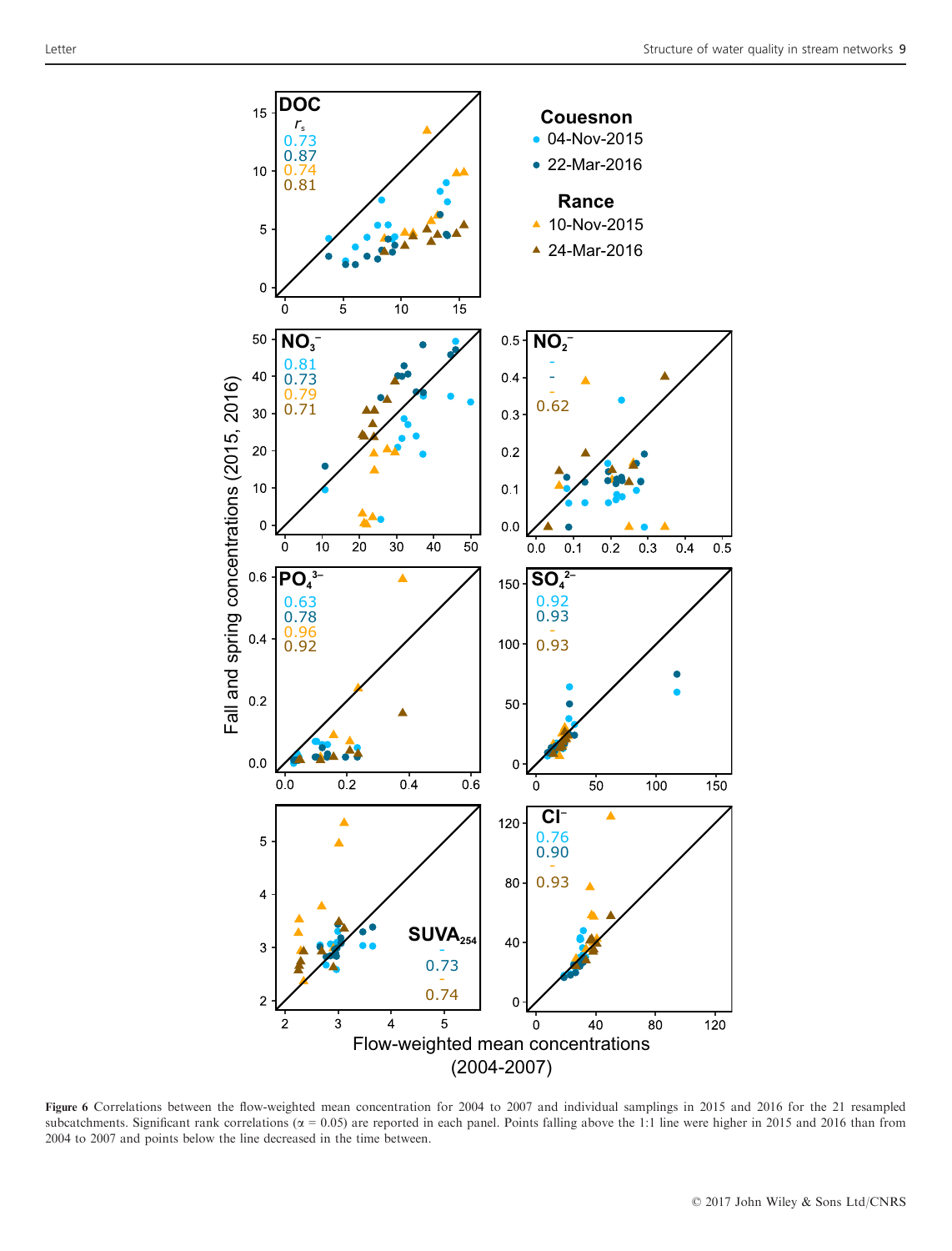**Figure 6** Correlations between the flow-weighted mean concentration for 2004 to 2007 and individual samplings in 2015 and 2016 for the 21 resampled subcatchments. Significant rank correlations (α = 0.05) are reported in each panel. Points falling above the 1:1 line were higher in 2015 and 2016 than from 2004 to 2007 and points below the line decreased in the time between.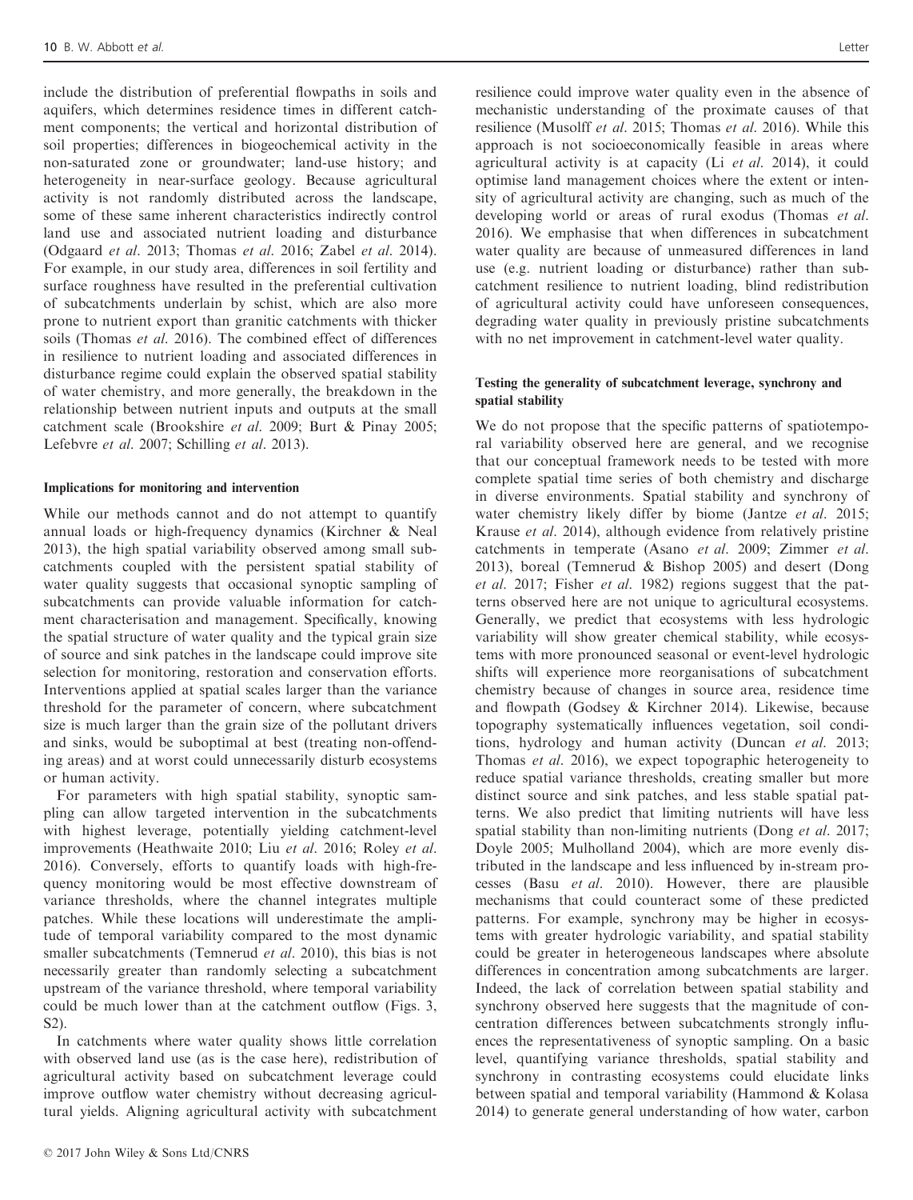include the distribution of preferential flowpaths in soils and aquifers, which determines residence times in different catchment components; the vertical and horizontal distribution of soil properties; differences in biogeochemical activity in the non-saturated zone or groundwater; land-use history; and heterogeneity in near-surface geology. Because agricultural activity is not randomly distributed across the landscape, some of these same inherent characteristics indirectly control land use and associated nutrient loading and disturbance (Odgaard *et al.* 2013; Thomas *et al.* 2016; Zabel *et al.* 2014). For example, in our study area, differences in soil fertility and surface roughness have resulted in the preferential cultivation of subcatchments underlain by schist, which are also more prone to nutrient export than granitic catchments with thicker soils (Thomas *et al.* 2016). The combined effect of differences in resilience to nutrient loading and associated differences in disturbance regime could explain the observed spatial stability of water chemistry, and more generally, the breakdown in the relationship between nutrient inputs and outputs at the small catchment scale (Brookshire *et al.* 2009; Burt & Pinay 2005; Lefebvre *et al.* 2007; Schilling *et al.* 2013).

### Implications for monitoring and intervention

While our methods cannot and do not attempt to quantify annual loads or high-frequency dynamics (Kirchner & Neal 2013), the high spatial variability observed among small subcatchments coupled with the persistent spatial stability of water quality suggests that occasional synoptic sampling of subcatchments can provide valuable information for catchment characterisation and management. Specifically, knowing the spatial structure of water quality and the typical grain size of source and sink patches in the landscape could improve site selection for monitoring, restoration and conservation efforts. Interventions applied at spatial scales larger than the variance threshold for the parameter of concern, where subcatchment size is much larger than the grain size of the pollutant drivers and sinks, would be suboptimal at best (treating non-offending areas) and at worst could unnecessarily disturb ecosystems or human activity.

For parameters with high spatial stability, synoptic sampling can allow targeted intervention in the subcatchments with highest leverage, potentially yielding catchment-level improvements (Heathwaite 2010; Liu *et al.* 2016; Roley *et al.* 2016). Conversely, efforts to quantify loads with high-frequency monitoring would be most effective downstream of variance thresholds, where the channel integrates multiple patches. While these locations will underestimate the amplitude of temporal variability compared to the most dynamic smaller subcatchments (Temnerud *et al.* 2010), this bias is not necessarily greater than randomly selecting a subcatchment upstream of the variance threshold, where temporal variability could be much lower than at the catchment outflow (Figs. 3, S2).

In catchments where water quality shows little correlation with observed land use (as is the case here), redistribution of agricultural activity based on subcatchment leverage could improve outflow water chemistry without decreasing agricultural yields. Aligning agricultural activity with subcatchment resilience could improve water quality even in the absence of mechanistic understanding of the proximate causes of that resilience (Musolff *et al.* 2015; Thomas *et al.* 2016). While this approach is not socioeconomically feasible in areas where agricultural activity is at capacity (Li *et al.* 2014), it could optimise land management choices where the extent or intensity of agricultural activity are changing, such as much of the developing world or areas of rural exodus (Thomas *et al.* 2016). We emphasise that when differences in subcatchment water quality are because of unmeasured differences in land use (e.g. nutrient loading or disturbance) rather than subcatchment resilience to nutrient loading, blind redistribution of agricultural activity could have unforeseen consequences, degrading water quality in previously pristine subcatchments with no net improvement in catchment-level water quality.

### Testing the generality of subcatchment leverage, synchrony and spatial stability

We do not propose that the specific patterns of spatiotemporal variability observed here are general, and we recognise that our conceptual framework needs to be tested with more complete spatial time series of both chemistry and discharge in diverse environments. Spatial stability and synchrony of water chemistry likely differ by biome (Jantze *et al.* 2015; Krause *et al.* 2014), although evidence from relatively pristine catchments in temperate (Asano *et al.* 2009; Zimmer *et al.* 2013), boreal (Temnerud & Bishop 2005) and desert (Dong *et al.* 2017; Fisher *et al.* 1982) regions suggest that the patterns observed here are not unique to agricultural ecosystems. Generally, we predict that ecosystems with less hydrologic variability will show greater chemical stability, while ecosystems with more pronounced seasonal or event-level hydrologic shifts will experience more reorganisations of subcatchment chemistry because of changes in source area, residence time and flowpath (Godsey & Kirchner 2014). Likewise, because topography systematically influences vegetation, soil conditions, hydrology and human activity (Duncan *et al.* 2013; Thomas *et al.* 2016), we expect topographic heterogeneity to reduce spatial variance thresholds, creating smaller but more distinct source and sink patches, and less stable spatial patterns. We also predict that limiting nutrients will have less spatial stability than non-limiting nutrients (Dong *et al.* 2017; Doyle 2005; Mulholland 2004), which are more evenly distributed in the landscape and less influenced by in-stream processes (Basu *et al.* 2010). However, there are plausible mechanisms that could counteract some of these predicted patterns. For example, synchrony may be higher in ecosystems with greater hydrologic variability, and spatial stability could be greater in heterogeneous landscapes where absolute differences in concentration among subcatchments are larger. Indeed, the lack of correlation between spatial stability and synchrony observed here suggests that the magnitude of concentration differences between subcatchments strongly influences the representativeness of synoptic sampling. On a basic level, quantifying variance thresholds, spatial stability and synchrony in contrasting ecosystems could elucidate links between spatial and temporal variability (Hammond & Kolasa 2014) to generate general understanding of how water, carbon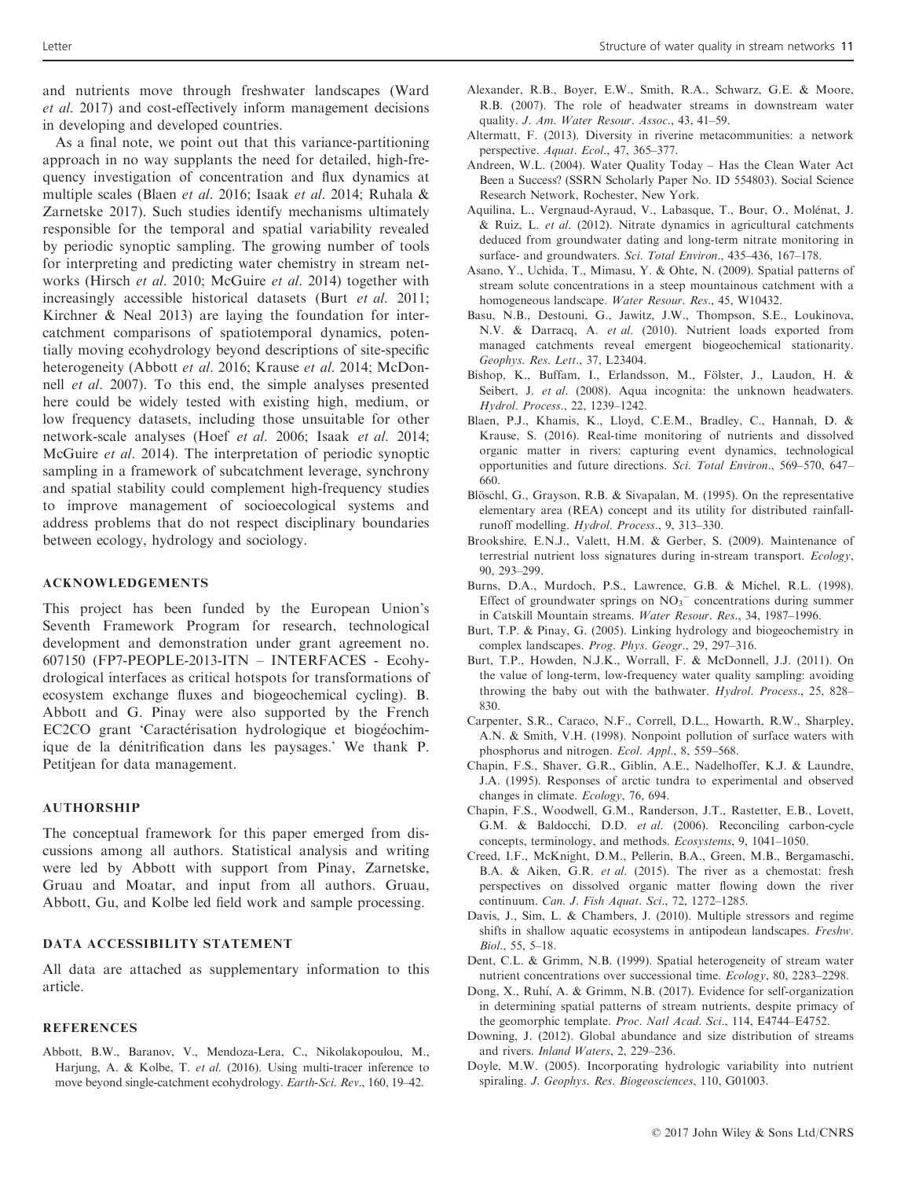and nutrients move through freshwater landscapes (Ward *et al*. 2017) and cost-effectively inform management decisions in developing and developed countries.

As a final note, we point out that this variance-partitioning approach in no way supplants the need for detailed, high-frequency investigation of concentration and flux dynamics at multiple scales (Blaen *et al*. 2016; Isaak *et al*. 2014; Ruhala & Zarnetske 2017). Such studies identify mechanisms ultimately responsible for the temporal and spatial variability revealed by periodic synoptic sampling. The growing number of tools for interpreting and predicting water chemistry in stream networks (Hirsch *et al*. 2010; McGuire *et al*. 2014) together with increasingly accessible historical datasets (Burt *et al*. 2011; Kirchner & Neal 2013) are laying the foundation for inter-catchment comparisons of spatiotemporal dynamics, potentially moving ecohydrology beyond descriptions of site-specific heterogeneity (Abbott *et al*. 2016; Krause *et al*. 2014; McDonnell *et al*. 2007). To this end, the simple analyses presented here could be widely tested with existing high, medium, or low frequency datasets, including those unsuitable for other network-scale analyses (Hoef *et al*. 2006; Isaak *et al*. 2014; McGuire *et al*. 2014). The interpretation of periodic synoptic sampling in a framework of subcatchment leverage, synchrony and spatial stability could complement high-frequency studies to improve management of socioecological systems and address problems that do not respect disciplinary boundaries between ecology, hydrology and sociology.

## ACKNOWLEDGEMENTS

This project has been funded by the European Union's Seventh Framework Program for research, technological development and demonstration under grant agreement no. 607150 (FP7-PEOPLE-2013-ITN – INTERFACES - Ecohydrological interfaces as critical hotspots for transformations of ecosystem exchange fluxes and biogeochemical cycling). B. Abbott and G. Pinay were also supported by the French EC2CO grant 'Caractérisation hydrologique et biogéochimique de la dénitrification dans les paysages.' We thank P. Petitjean for data management.

## AUTHORSHIP

The conceptual framework for this paper emerged from discussions among all authors. Statistical analysis and writing were led by Abbott with support from Pinay, Zarnetske, Gruau and Moatar, and input from all authors. Gruau, Abbott, Gu, and Kolbe led field work and sample processing.

## DATA ACCESSIBILITY STATEMENT

All data are attached as supplementary information to this article.

## REFERENCES

Abbott, B.W., Baranov, V., Mendoza-Lera, C., Nikolakopoulou, M., Harjung, A. & Kolbe, T. *et al*. (2016). Using multi-tracer inference to move beyond single-catchment ecohydrology. *Earth-Sci. Rev*., 160, 19–42.

Alexander, R.B., Boyer, E.W., Smith, R.A., Schwarz, G.E. & Moore, R.B. (2007). The role of headwater streams in downstream water quality. *J. Am. Water Resour. Assoc*., 43, 41–59.

Altermatt, F. (2013). Diversity in riverine metacommunities: a network perspective. *Aquat. Ecol*., 47, 365–377.

Andreen, W.L. (2004). Water Quality Today – Has the Clean Water Act Been a Success? (SSRN Scholarly Paper No. ID 554803). Social Science Research Network, Rochester, New York.

Aquilina, L., Vergnaud-Ayraud, V., Labasque, T., Bour, O., Molénat, J. & Ruiz, L. *et al*. (2012). Nitrate dynamics in agricultural catchments deduced from groundwater dating and long-term nitrate monitoring in surface- and groundwaters. *Sci. Total Environ*., 435–436, 167–178.

Asano, Y., Uchida, T., Mimasu, Y. & Ohte, N. (2009). Spatial patterns of stream solute concentrations in a steep mountainous catchment with a homogeneous landscape. *Water Resour. Res*., 45, W10432.

Basu, N.B., Destouni, G., Jawitz, J.W., Thompson, S.E., Loukinova, N.V. & Darracq, A. *et al*. (2010). Nutrient loads exported from managed catchments reveal emergent biogeochemical stationarity. *Geophys. Res. Lett*., 37, L23404.

Bishop, K., Buffam, I., Erlandsson, M., Fölster, J., Laudon, H. & Seibert, J. *et al*. (2008). Aqua incognita: the unknown headwaters. *Hydrol. Process*., 22, 1239–1242.

Blaen, P.J., Khamis, K., Lloyd, C.E.M., Bradley, C., Hannah, D. & Krause, S. (2016). Real-time monitoring of nutrients and dissolved organic matter in rivers: capturing event dynamics, technological opportunities and future directions. *Sci. Total Environ*., 569–570, 647–660.

Blöschl, G., Grayson, R.B. & Sivapalan, M. (1995). On the representative elementary area (REA) concept and its utility for distributed rainfall-runoff modelling. *Hydrol. Process*., 9, 313–330.

Brookshire, E.N.J., Valett, H.M. & Gerber, S. (2009). Maintenance of terrestrial nutrient loss signatures during in-stream transport. *Ecology*, 90, 293–299.

Burns, D.A., Murdoch, P.S., Lawrence, G.B. & Michel, R.L. (1998). Effect of groundwater springs on $NO_3^-$ concentrations during summer in Catskill Mountain streams. *Water Resour. Res*., 34, 1987–1996.

Burt, T.P. & Pinay, G. (2005). Linking hydrology and biogeochemistry in complex landscapes. *Prog. Phys. Geogr*., 29, 297–316.

Burt, T.P., Howden, N.J.K., Worrall, F. & McDonnell, J.J. (2011). On the value of long-term, low-frequency water quality sampling: avoiding throwing the baby out with the bathwater. *Hydrol. Process*., 25, 828–830.

Carpenter, S.R., Caraco, N.F., Correll, D.L., Howarth, R.W., Sharpley, A.N. & Smith, V.H. (1998). Nonpoint pollution of surface waters with phosphorus and nitrogen. *Ecol. Appl*., 8, 559–568.

Chapin, F.S., Shaver, G.R., Giblin, A.E., Nadelhoffer, K.J. & Laundre, J.A. (1995). Responses of arctic tundra to experimental and observed changes in climate. *Ecology*, 76, 694.

Chapin, F.S., Woodwell, G.M., Randerson, J.T., Rastetter, E.B., Lovett, G.M. & Baldocchi, D.D. *et al*. (2006). Reconciling carbon-cycle concepts, terminology, and methods. *Ecosystems*, 9, 1041–1050.

Creed, I.F., McKnight, D.M., Pellerin, B.A., Green, M.B., Bergamaschi, B.A. & Aiken, G.R. *et al*. (2015). The river as a chemostat: fresh perspectives on dissolved organic matter flowing down the river continuum. *Can. J. Fish Aquat. Sci*., 72, 1272–1285.

Davis, J., Sim, L. & Chambers, J. (2010). Multiple stressors and regime shifts in shallow aquatic ecosystems in antipodean landscapes. *Freshw. Biol*., 55, 5–18.

Dent, C.L. & Grimm, N.B. (1999). Spatial heterogeneity of stream water nutrient concentrations over successional time. *Ecology*, 80, 2283–2298.

Dong, X., Ruhí, A. & Grimm, N.B. (2017). Evidence for self-organization in determining spatial patterns of stream nutrients, despite primacy of the geomorphic template. *Proc. Natl Acad. Sci*., 114, E4744–E4752.

Downing, J. (2012). Global abundance and size distribution of streams and rivers. *Inland Waters*, 2, 229–236.

Doyle, M.W. (2005). Incorporating hydrologic variability into nutrient spiraling. *J. Geophys. Res. Biogeosciences*, 110, G01003.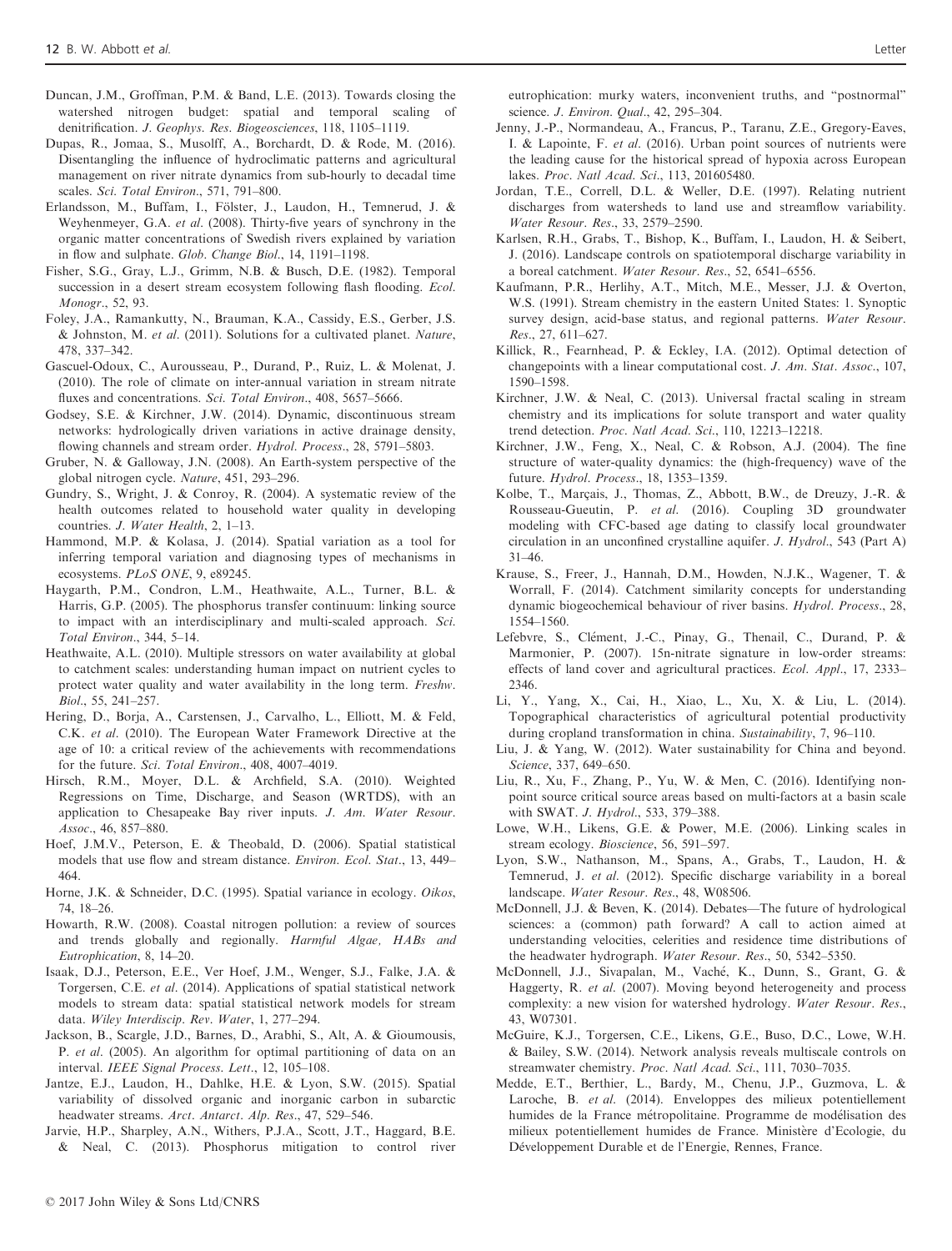Duncan, J.M., Groffman, P.M. & Band, L.E. (2013). Towards closing the watershed nitrogen budget: spatial and temporal scaling of denitrification. *J. Geophys. Res. Biogeosciences*, 118, 1105–1119.

Dupas, R., Jomaa, S., Musolff, A., Borchardt, D. & Rode, M. (2016). Disentangling the influence of hydroclimatic patterns and agricultural management on river nitrate dynamics from sub-hourly to decadal time scales. *Sci. Total Environ.*, 571, 791–800.

Erlandsson, M., Buffam, I., Fölster, J., Laudon, H., Temnerud, J. & Weyhenmeyer, G.A. *et al.* (2008). Thirty-five years of synchrony in the organic matter concentrations of Swedish rivers explained by variation in flow and sulphate. *Glob. Change Biol.*, 14, 1191–1198.

Fisher, S.G., Gray, L.J., Grimm, N.B. & Busch, D.E. (1982). Temporal succession in a desert stream ecosystem following flash flooding. *Ecol. Monogr.*, 52, 93.

Foley, J.A., Ramankutty, N., Brauman, K.A., Cassidy, E.S., Gerber, J.S. & Johnston, M. *et al.* (2011). Solutions for a cultivated planet. *Nature*, 478, 337–342.

Gascuel-Odoux, C., Aurousseau, P., Durand, P., Ruiz, L. & Molenat, J. (2010). The role of climate on inter-annual variation in stream nitrate fluxes and concentrations. *Sci. Total Environ.*, 408, 5657–5666.

Godsey, S.E. & Kirchner, J.W. (2014). Dynamic, discontinuous stream networks: hydrologically driven variations in active drainage density, flowing channels and stream order. *Hydrol. Process.*, 28, 5791–5803.

Gruber, N. & Galloway, J.N. (2008). An Earth-system perspective of the global nitrogen cycle. *Nature*, 451, 293–296.

Gundry, S., Wright, J. & Conroy, R. (2004). A systematic review of the health outcomes related to household water quality in developing countries. *J. Water Health*, 2, 1–13.

Hammond, M.P. & Kolasa, J. (2014). Spatial variation as a tool for inferring temporal variation and diagnosing types of mechanisms in ecosystems. *PLoS ONE*, 9, e89245.

Haygarth, P.M., Condron, L.M., Heathwaite, A.L., Turner, B.L. & Harris, G.P. (2005). The phosphorus transfer continuum: linking source to impact with an interdisciplinary and multi-scaled approach. *Sci. Total Environ.*, 344, 5–14.

Heathwaite, A.L. (2010). Multiple stressors on water availability at global to catchment scales: understanding human impact on nutrient cycles to protect water quality and water availability in the long term. *Freshw. Biol.*, 55, 241–257.

Hering, D., Borja, A., Carstensen, J., Carvalho, L., Elliott, M. & Feld, C.K. *et al.* (2010). The European Water Framework Directive at the age of 10: a critical review of the achievements with recommendations for the future. *Sci. Total Environ.*, 408, 4007–4019.

Hirsch, R.M., Moyer, D.L. & Archfield, S.A. (2010). Weighted Regressions on Time, Discharge, and Season (WRTDS), with an application to Chesapeake Bay river inputs. *J. Am. Water Resour. Assoc.*, 46, 857–880.

Hoef, J.M.V., Peterson, E. & Theobald, D. (2006). Spatial statistical models that use flow and stream distance. *Environ. Ecol. Stat.*, 13, 449–464.

Horne, J.K. & Schneider, D.C. (1995). Spatial variance in ecology. *Oikos*, 74, 18–26.

Howarth, R.W. (2008). Coastal nitrogen pollution: a review of sources and trends globally and regionally. *Harmful Algae, HABs and Eutrophication*, 8, 14–20.

Isaak, D.J., Peterson, E.E., Ver Hoef, J.M., Wenger, S.J., Falke, J.A. & Torgersen, C.E. *et al.* (2014). Applications of spatial statistical network models to stream data: spatial statistical network models for stream data. *Wiley Interdiscip. Rev. Water*, 1, 277–294.

Jackson, B., Scargle, J.D., Barnes, D., Arabhi, S., Alt, A. & Gioumousis, P. *et al.* (2005). An algorithm for optimal partitioning of data on an interval. *IEEE Signal Process. Lett.*, 12, 105–108.

Jantze, E.J., Laudon, H., Dahlke, H.E. & Lyon, S.W. (2015). Spatial variability of dissolved organic and inorganic carbon in subarctic headwater streams. *Arct. Antarct. Alp. Res.*, 47, 529–546.

Jarvie, H.P., Sharpley, A.N., Withers, P.J.A., Scott, J.T., Haggard, B.E. & Neal, C. (2013). Phosphorus mitigation to control river eutrophication: murky waters, inconvenient truths, and "postnormal" science. *J. Environ. Qual.*, 42, 295–304.

Jenny, J.-P., Normandeau, A., Francus, P., Taranu, Z.E., Gregory-Eaves, I. & Lapointe, F. *et al.* (2016). Urban point sources of nutrients were the leading cause for the historical spread of hypoxia across European lakes. *Proc. Natl Acad. Sci.*, 113, 201605480.

Jordan, T.E., Correll, D.L. & Weller, D.E. (1997). Relating nutrient discharges from watersheds to land use and streamflow variability. *Water Resour. Res.*, 33, 2579–2590.

Karlsen, R.H., Grabs, T., Bishop, K., Buffam, I., Laudon, H. & Seibert, J. (2016). Landscape controls on spatiotemporal discharge variability in a boreal catchment. *Water Resour. Res.*, 52, 6541–6556.

Kaufmann, P.R., Herlihy, A.T., Mitch, M.E., Messer, J.J. & Overton, W.S. (1991). Stream chemistry in the eastern United States: 1. Synoptic survey design, acid-base status, and regional patterns. *Water Resour. Res.*, 27, 611–627.

Killick, R., Fearnhead, P. & Eckley, I.A. (2012). Optimal detection of changepoints with a linear computational cost. *J. Am. Stat. Assoc.*, 107, 1590–1598.

Kirchner, J.W. & Neal, C. (2013). Universal fractal scaling in stream chemistry and its implications for solute transport and water quality trend detection. *Proc. Natl Acad. Sci.*, 110, 12213–12218.

Kirchner, J.W., Feng, X., Neal, C. & Robson, A.J. (2004). The fine structure of water-quality dynamics: the (high-frequency) wave of the future. *Hydrol. Process.*, 18, 1353–1359.

Kolbe, T., Marçais, J., Thomas, Z., Abbott, B.W., de Dreuzy, J.-R. & Rousseau-Gueutin, P. *et al.* (2016). Coupling 3D groundwater modeling with CFC-based age dating to classify local groundwater circulation in an unconfined crystalline aquifer. *J. Hydrol.*, 543 (Part A) 31–46.

Krause, S., Freer, J., Hannah, D.M., Howden, N.J.K., Wagener, T. & Worrall, F. (2014). Catchment similarity concepts for understanding dynamic biogeochemical behaviour of river basins. *Hydrol. Process.*, 28, 1554–1560.

Lefebvre, S., Clément, J.-C., Pinay, G., Thenail, C., Durand, P. & Marmonier, P. (2007). 15n-nitrate signature in low-order streams: effects of land cover and agricultural practices. *Ecol. Appl.*, 17, 2333–2346.

Li, Y., Yang, X., Cai, H., Xiao, L., Xu, X. & Liu, L. (2014). Topographical characteristics of agricultural potential productivity during cropland transformation in china. *Sustainability*, 7, 96–110.

Liu, J. & Yang, W. (2012). Water sustainability for China and beyond. *Science*, 337, 649–650.

Liu, R., Xu, F., Zhang, P., Yu, W. & Men, C. (2016). Identifying non-point source critical source areas based on multi-factors at a basin scale with SWAT. *J. Hydrol.*, 533, 379–388.

Lowe, W.H., Likens, G.E. & Power, M.E. (2006). Linking scales in stream ecology. *Bioscience*, 56, 591–597.

Lyon, S.W., Nathanson, M., Spans, A., Grabs, T., Laudon, H. & Temnerud, J. *et al.* (2012). Specific discharge variability in a boreal landscape. *Water Resour. Res.*, 48, W08506.

McDonnell, J.J. & Beven, K. (2014). Debates—The future of hydrological sciences: a (common) path forward? A call to action aimed at understanding velocities, celerities and residence time distributions of the headwater hydrograph. *Water Resour. Res.*, 50, 5342–5350.

McDonnell, J.J., Sivapalan, M., Vaché, K., Dunn, S., Grant, G. & Haggerty, R. *et al.* (2007). Moving beyond heterogeneity and process complexity: a new vision for watershed hydrology. *Water Resour. Res.*, 43, W07301.

McGuire, K.J., Torgersen, C.E., Likens, G.E., Buso, D.C., Lowe, W.H. & Bailey, S.W. (2014). Network analysis reveals multiscale controls on streamwater chemistry. *Proc. Natl Acad. Sci.*, 111, 7030–7035.

Medde, E.T., Berthier, L., Bardy, M., Chenu, J.P., Guzmova, L. & Laroche, B. *et al.* (2014). Enveloppes des milieux potentiellement humides de la France métropolitaine. Programme de modélisation des milieux potentiellement humides de France. Ministère d'Ecologie, du Développement Durable et de l'Energie, Rennes, France.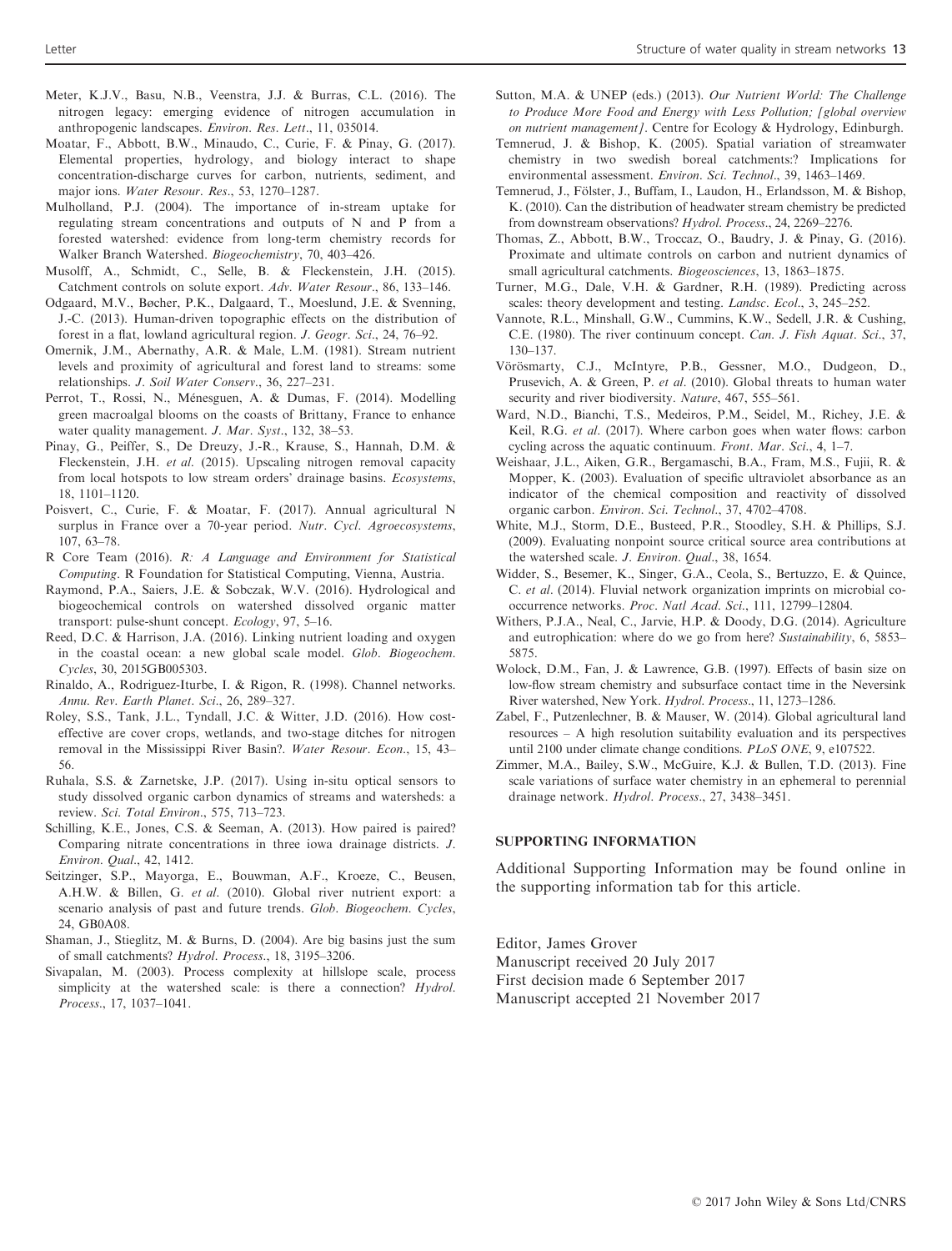Meter, K.J.V., Basu, N.B., Veenstra, J.J. & Burras, C.L. (2016). The nitrogen legacy: emerging evidence of nitrogen accumulation in anthropogenic landscapes. *Environ. Res. Lett.*, 11, 035014.

Moatar, F., Abbott, B.W., Minaudo, C., Curie, F. & Pinay, G. (2017). Elemental properties, hydrology, and biology interact to shape concentration-discharge curves for carbon, nutrients, sediment, and major ions. *Water Resour. Res.*, 53, 1270–1287.

Mulholland, P.J. (2004). The importance of in-stream uptake for regulating stream concentrations and outputs of N and P from a forested watershed: evidence from long-term chemistry records for Walker Branch Watershed. *Biogeochemistry*, 70, 403–426.

Musolff, A., Schmidt, C., Selle, B. & Fleckenstein, J.H. (2015). Catchment controls on solute export. *Adv. Water Resour.*, 86, 133–146.

Odgaard, M.V., Bøcher, P.K., Dalgaard, T., Moeslund, J.E. & Svenning, J.-C. (2013). Human-driven topographic effects on the distribution of forest in a flat, lowland agricultural region. *J. Geogr. Sci.*, 24, 76–92.

Omernik, J.M., Abernathy, A.R. & Male, L.M. (1981). Stream nutrient levels and proximity of agricultural and forest land to streams: some relationships. *J. Soil Water Conserv.*, 36, 227–231.

Perrot, T., Rossi, N., Ménesguen, A. & Dumas, F. (2014). Modelling green macroalgal blooms on the coasts of Brittany, France to enhance water quality management. *J. Mar. Syst.*, 132, 38–53.

Pinay, G., Peiffer, S., De Dreuzy, J.-R., Krause, S., Hannah, D.M. & Fleckenstein, J.H. *et al.* (2015). Upscaling nitrogen removal capacity from local hotspots to low stream orders' drainage basins. *Ecosystems*, 18, 1101–1120.

Poisvert, C., Curie, F. & Moatar, F. (2017). Annual agricultural N surplus in France over a 70-year period. *Nutr. Cycl. Agroecosystems*, 107, 63–78.

R Core Team (2016). *R: A Language and Environment for Statistical Computing*. R Foundation for Statistical Computing, Vienna, Austria.

Raymond, P.A., Saiers, J.E. & Sobczak, W.V. (2016). Hydrological and biogeochemical controls on watershed dissolved organic matter transport: pulse-shunt concept. *Ecology*, 97, 5–16.

Reed, D.C. & Harrison, J.A. (2016). Linking nutrient loading and oxygen in the coastal ocean: a new global scale model. *Glob. Biogeochem. Cycles*, 30, 2015GB005303.

Rinaldo, A., Rodriguez-Iturbe, I. & Rigon, R. (1998). Channel networks. *Annu. Rev. Earth Planet. Sci.*, 26, 289–327.

Roley, S.S., Tank, J.L., Tyndall, J.C. & Witter, J.D. (2016). How cost-effective are cover crops, wetlands, and two-stage ditches for nitrogen removal in the Mississippi River Basin?. *Water Resour. Econ.*, 15, 43–56.

Ruhala, S.S. & Zarnetske, J.P. (2017). Using in-situ optical sensors to study dissolved organic carbon dynamics of streams and watersheds: a review. *Sci. Total Environ.*, 575, 713–723.

Schilling, K.E., Jones, C.S. & Seeman, A. (2013). How paired is paired? Comparing nitrate concentrations in three iowa drainage districts. *J. Environ. Qual.*, 42, 1412.

Seitzinger, S.P., Mayorga, E., Bouwman, A.F., Kroeze, C., Beusen, A.H.W. & Billen, G. *et al.* (2010). Global river nutrient export: a scenario analysis of past and future trends. *Glob. Biogeochem. Cycles*, 24, GB0A08.

Shaman, J., Stieglitz, M. & Burns, D. (2004). Are big basins just the sum of small catchments? *Hydrol. Process.*, 18, 3195–3206.

Sivapalan, M. (2003). Process complexity at hillslope scale, process simplicity at the watershed scale: is there a connection? *Hydrol. Process.*, 17, 1037–1041.

Sutton, M.A. & UNEP (eds.) (2013). *Our Nutrient World: The Challenge to Produce More Food and Energy with Less Pollution; [global overview on nutrient management]*. Centre for Ecology & Hydrology, Edinburgh.

Temnerud, J. & Bishop, K. (2005). Spatial variation of streamwater chemistry in two swedish boreal catchments:? Implications for environmental assessment. *Environ. Sci. Technol.*, 39, 1463–1469.

Temnerud, J., Fölster, J., Buffam, I., Laudon, H., Erlandsson, M. & Bishop, K. (2010). Can the distribution of headwater stream chemistry be predicted from downstream observations? *Hydrol. Process.*, 24, 2269–2276.

Thomas, Z., Abbott, B.W., Troccaz, O., Baudry, J. & Pinay, G. (2016). Proximate and ultimate controls on carbon and nutrient dynamics of small agricultural catchments. *Biogeosciences*, 13, 1863–1875.

Turner, M.G., Dale, V.H. & Gardner, R.H. (1989). Predicting across scales: theory development and testing. *Landsc. Ecol.*, 3, 245–252.

Vannote, R.L., Minshall, G.W., Cummins, K.W., Sedell, J.R. & Cushing, C.E. (1980). The river continuum concept. *Can. J. Fish Aquat. Sci.*, 37, 130–137.

Vörösmarty, C.J., McIntyre, P.B., Gessner, M.O., Dudgeon, D., Prusevich, A. & Green, P. *et al.* (2010). Global threats to human water security and river biodiversity. *Nature*, 467, 555–561.

Ward, N.D., Bianchi, T.S., Medeiros, P.M., Seidel, M., Richey, J.E. & Keil, R.G. *et al.* (2017). Where carbon goes when water flows: carbon cycling across the aquatic continuum. *Front. Mar. Sci.*, 4, 1–7.

Weishaar, J.L., Aiken, G.R., Bergamaschi, B.A., Fram, M.S., Fujii, R. & Mopper, K. (2003). Evaluation of specific ultraviolet absorbance as an indicator of the chemical composition and reactivity of dissolved organic carbon. *Environ. Sci. Technol.*, 37, 4702–4708.

White, M.J., Storm, D.E., Busteed, P.R., Stoodley, S.H. & Phillips, S.J. (2009). Evaluating nonpoint source critical source area contributions at the watershed scale. *J. Environ. Qual.*, 38, 1654.

Widder, S., Besemer, K., Singer, G.A., Ceola, S., Bertuzzo, E. & Quince, C. *et al.* (2014). Fluvial network organization imprints on microbial co-occurrence networks. *Proc. Natl Acad. Sci.*, 111, 12799–12804.

Withers, P.J.A., Neal, C., Jarvie, H.P. & Doody, D.G. (2014). Agriculture and eutrophication: where do we go from here? *Sustainability*, 6, 5853–5875.

Wolock, D.M., Fan, J. & Lawrence, G.B. (1997). Effects of basin size on low-flow stream chemistry and subsurface contact time in the Neversink River watershed, New York. *Hydrol. Process.*, 11, 1273–1286.

Zabel, F., Putzenlechner, B. & Mauser, W. (2014). Global agricultural land resources – A high resolution suitability evaluation and its perspectives until 2100 under climate change conditions. *PLoS ONE*, 9, e107522.

Zimmer, M.A., Bailey, S.W., McGuire, K.J. & Bullen, T.D. (2013). Fine scale variations of surface water chemistry in an ephemeral to perennial drainage network. *Hydrol. Process.*, 27, 3438–3451.

## SUPPORTING INFORMATION

Additional Supporting Information may be found online in the supporting information tab for this article.

Editor, James Grover
Manuscript received 20 July 2017
First decision made 6 September 2017
Manuscript accepted 21 November 2017